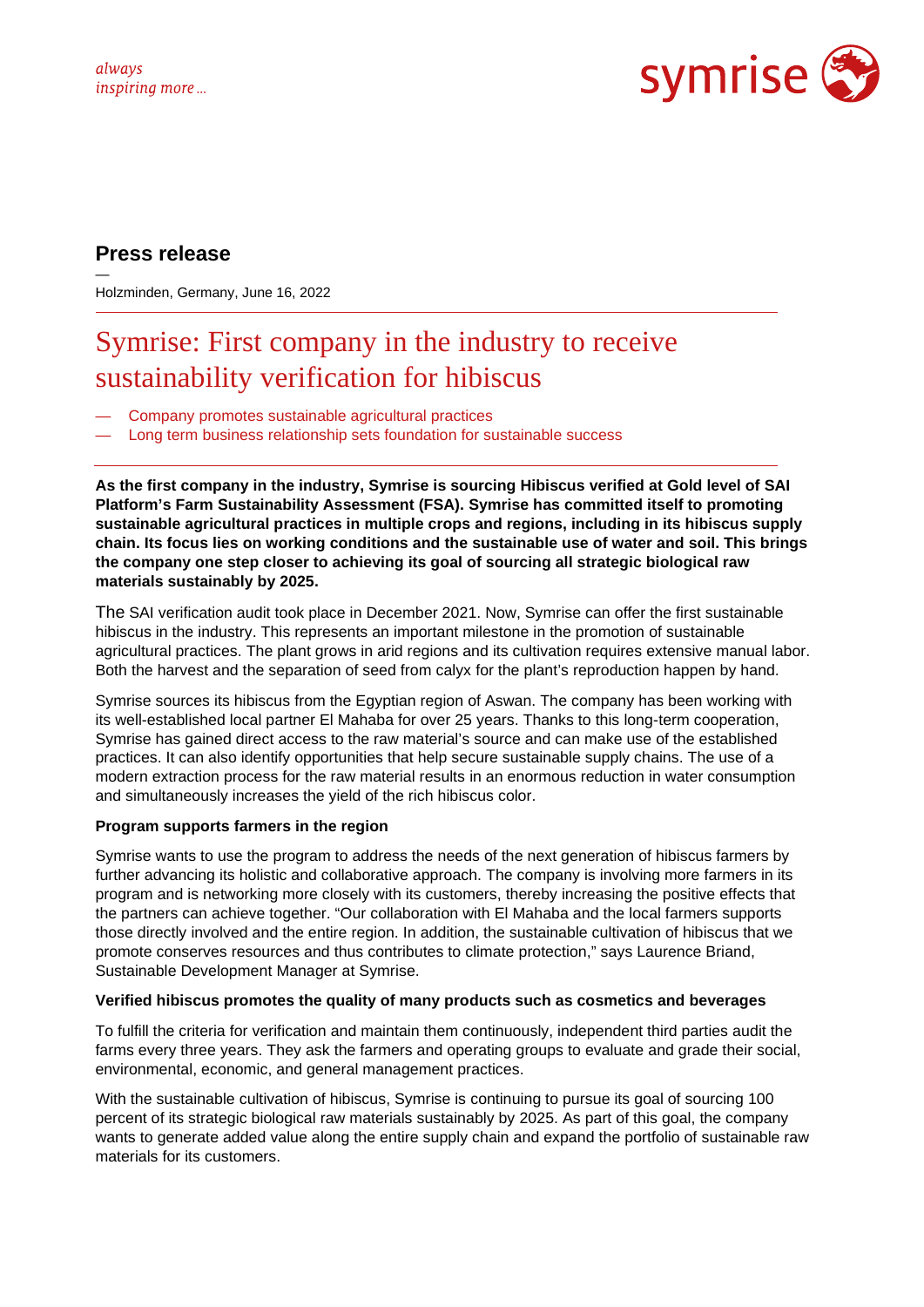always
inspiring more ...

symrise

## Press release

—

Holzminden, Germany, June 16, 2022

# Symrise: First company in the industry to receive sustainability verification for hibiscus

- Company promotes sustainable agricultural practices
- Long term business relationship sets foundation for sustainable success

**As the first company in the industry, Symrise is sourcing Hibiscus verified at Gold level of SAI Platform's Farm Sustainability Assessment (FSA). Symrise has committed itself to promoting sustainable agricultural practices in multiple crops and regions, including in its hibiscus supply chain. Its focus lies on working conditions and the sustainable use of water and soil. This brings the company one step closer to achieving its goal of sourcing all strategic biological raw materials sustainably by 2025.**

The SAI verification audit took place in December 2021. Now, Symrise can offer the first sustainable hibiscus in the industry. This represents an important milestone in the promotion of sustainable agricultural practices. The plant grows in arid regions and its cultivation requires extensive manual labor. Both the harvest and the separation of seed from calyx for the plant's reproduction happen by hand.

Symrise sources its hibiscus from the Egyptian region of Aswan. The company has been working with its well-established local partner El Mahaba for over 25 years. Thanks to this long-term cooperation, Symrise has gained direct access to the raw material's source and can make use of the established practices. It can also identify opportunities that help secure sustainable supply chains. The use of a modern extraction process for the raw material results in an enormous reduction in water consumption and simultaneously increases the yield of the rich hibiscus color.

**Program supports farmers in the region**

Symrise wants to use the program to address the needs of the next generation of hibiscus farmers by further advancing its holistic and collaborative approach. The company is involving more farmers in its program and is networking more closely with its customers, thereby increasing the positive effects that the partners can achieve together. "Our collaboration with El Mahaba and the local farmers supports those directly involved and the entire region. In addition, the sustainable cultivation of hibiscus that we promote conserves resources and thus contributes to climate protection," says Laurence Briand, Sustainable Development Manager at Symrise.

**Verified hibiscus promotes the quality of many products such as cosmetics and beverages**

To fulfill the criteria for verification and maintain them continuously, independent third parties audit the farms every three years. They ask the farmers and operating groups to evaluate and grade their social, environmental, economic, and general management practices.

With the sustainable cultivation of hibiscus, Symrise is continuing to pursue its goal of sourcing 100 percent of its strategic biological raw materials sustainably by 2025. As part of this goal, the company wants to generate added value along the entire supply chain and expand the portfolio of sustainable raw materials for its customers.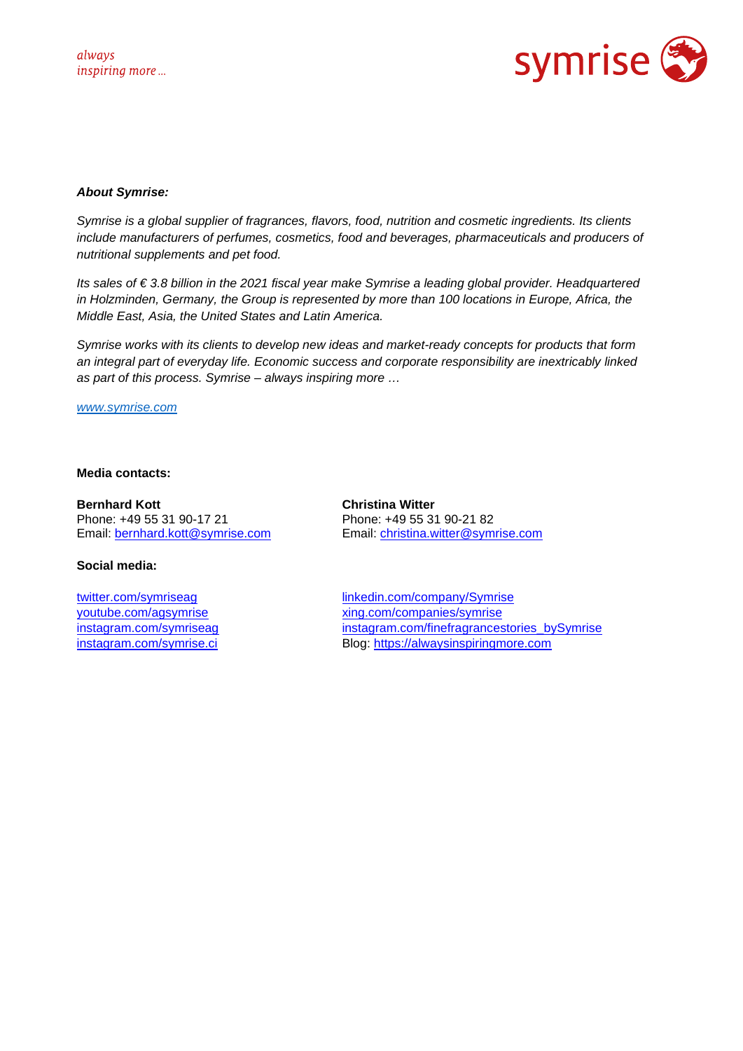***About Symrise:***

*Symrise is a global supplier of fragrances, flavors, food, nutrition and cosmetic ingredients. Its clients include manufacturers of perfumes, cosmetics, food and beverages, pharmaceuticals and producers of nutritional supplements and pet food.*

*Its sales of € 3.8 billion in the 2021 fiscal year make Symrise a leading global provider. Headquartered in Holzminden, Germany, the Group is represented by more than 100 locations in Europe, Africa, the Middle East, Asia, the United States and Latin America.*

*Symrise works with its clients to develop new ideas and market-ready concepts for products that form an integral part of everyday life. Economic success and corporate responsibility are inextricably linked as part of this process. Symrise – always inspiring more …*

*www.symrise.com*

**Media contacts:**

**Bernhard Kott**
Phone: +49 55 31 90-17 21
Email: bernhard.kott@symrise.com

**Christina Witter**
Phone: +49 55 31 90-21 82
Email: christina.witter@symrise.com

**Social media:**

twitter.com/symriseag
youtube.com/agsymrise
instagram.com/symriseag
instagram.com/symrise.ci

linkedin.com/company/Symrise
xing.com/companies/symrise
instagram.com/finefragrancestories_bySymrise
Blog: https://alwaysinspiringmore.com